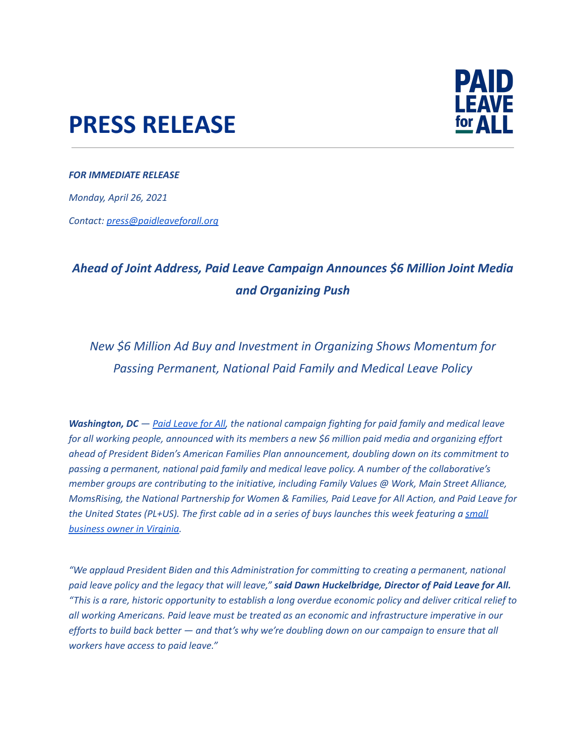# PRESS RELEASE

PAID LEAVE for ALL

***FOR IMMEDIATE RELEASE***

*Monday, April 26, 2021*

*Contact: [press@paidleaveforall.org](mailto:press@paidleaveforall.org)*

## *Ahead of Joint Address, Paid Leave Campaign Announces $6 Million Joint Media and Organizing Push*

### *New $6 Million Ad Buy and Investment in Organizing Shows Momentum for Passing Permanent, National Paid Family and Medical Leave Policy*

***Washington, DC*** *— [Paid Leave for All](), the national campaign fighting for paid family and medical leave for all working people, announced with its members a new $6 million paid media and organizing effort ahead of President Biden's American Families Plan announcement, doubling down on its commitment to passing a permanent, national paid family and medical leave policy. A number of the collaborative's member groups are contributing to the initiative, including Family Values @ Work, Main Street Alliance, MomsRising, the National Partnership for Women & Families, Paid Leave for All Action, and Paid Leave for the United States (PL+US). The first cable ad in a series of buys launches this week featuring a [small business owner in Virginia]().*

*"We applaud President Biden and this Administration for committing to creating a permanent, national paid leave policy and the legacy that will leave,"* ***said Dawn Huckelbridge, Director of Paid Leave for All.*** *"This is a rare, historic opportunity to establish a long overdue economic policy and deliver critical relief to all working Americans. Paid leave must be treated as an economic and infrastructure imperative in our efforts to build back better — and that's why we're doubling down on our campaign to ensure that all workers have access to paid leave."*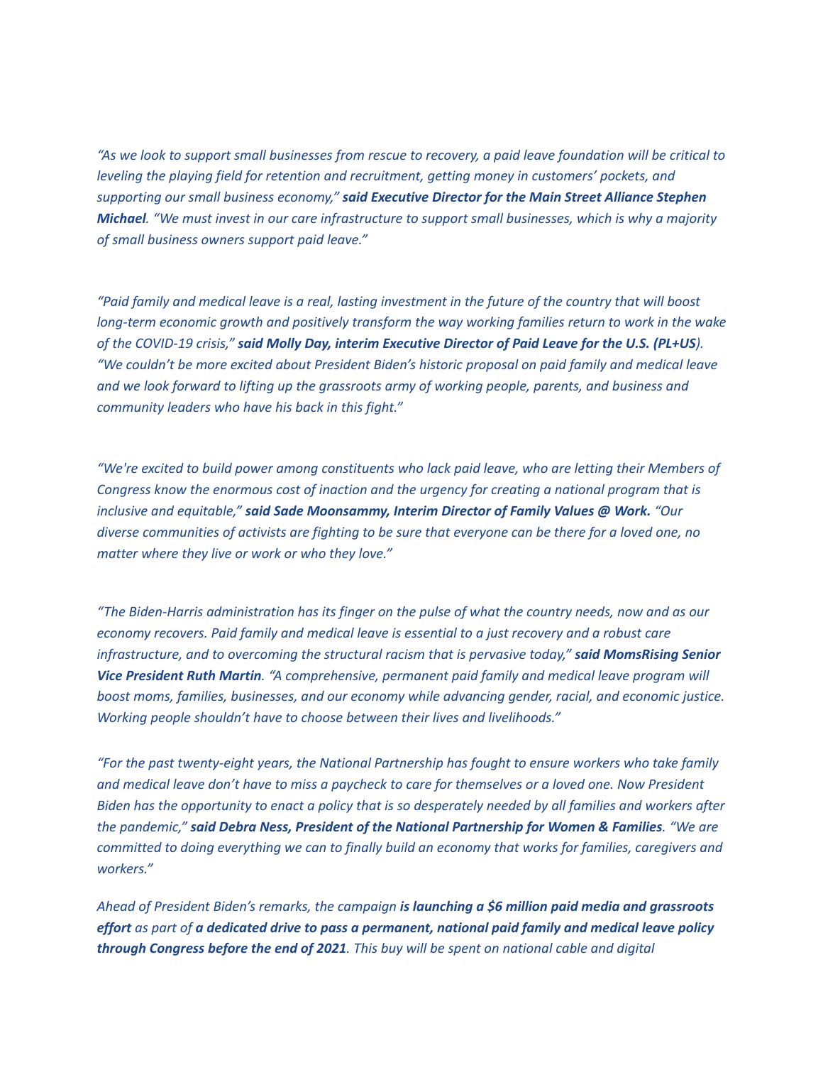*"As we look to support small businesses from rescue to recovery, a paid leave foundation will be critical to leveling the playing field for retention and recruitment, getting money in customers' pockets, and supporting our small business economy,"* ***said Executive Director for the Main Street Alliance Stephen Michael****. "We must invest in our care infrastructure to support small businesses, which is why a majority of small business owners support paid leave."*

*"Paid family and medical leave is a real, lasting investment in the future of the country that will boost long-term economic growth and positively transform the way working families return to work in the wake of the COVID-19 crisis,"* ***said Molly Day, interim Executive Director of Paid Leave for the U.S. (PL+US****). "We couldn't be more excited about President Biden's historic proposal on paid family and medical leave and we look forward to lifting up the grassroots army of working people, parents, and business and community leaders who have his back in this fight."*

*"We're excited to build power among constituents who lack paid leave, who are letting their Members of Congress know the enormous cost of inaction and the urgency for creating a national program that is inclusive and equitable,"* ***said Sade Moonsammy, Interim Director of Family Values @ Work.*** *"Our diverse communities of activists are fighting to be sure that everyone can be there for a loved one, no matter where they live or work or who they love."*

*"The Biden-Harris administration has its finger on the pulse of what the country needs, now and as our economy recovers. Paid family and medical leave is essential to a just recovery and a robust care infrastructure, and to overcoming the structural racism that is pervasive today,"* ***said MomsRising Senior Vice President Ruth Martin****. "A comprehensive, permanent paid family and medical leave program will boost moms, families, businesses, and our economy while advancing gender, racial, and economic justice. Working people shouldn't have to choose between their lives and livelihoods."*

*"For the past twenty-eight years, the National Partnership has fought to ensure workers who take family and medical leave don't have to miss a paycheck to care for themselves or a loved one. Now President Biden has the opportunity to enact a policy that is so desperately needed by all families and workers after the pandemic,"* ***said Debra Ness, President of the National Partnership for Women & Families****. "We are committed to doing everything we can to finally build an economy that works for families, caregivers and workers."*

*Ahead of President Biden's remarks, the campaign* ***is launching a $6 million paid media and grassroots effort*** *as part of* ***a dedicated drive to pass a permanent, national paid family and medical leave policy through Congress before the end of 2021****. This buy will be spent on national cable and digital*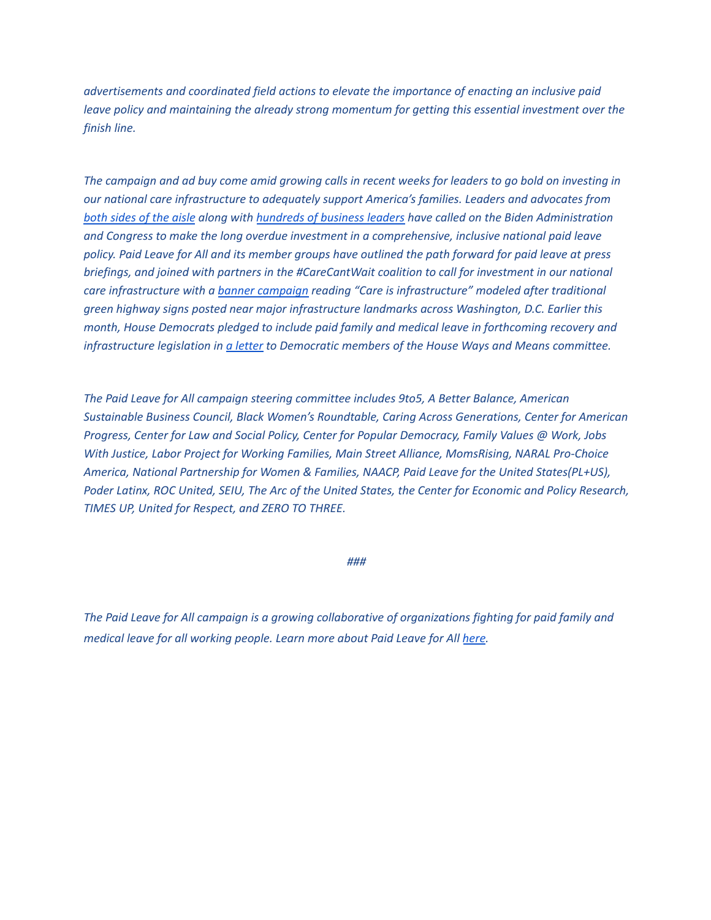*advertisements and coordinated field actions to elevate the importance of enacting an inclusive paid leave policy and maintaining the already strong momentum for getting this essential investment over the finish line.*

*The campaign and ad buy come amid growing calls in recent weeks for leaders to go bold on investing in our national care infrastructure to adequately support America's families. Leaders and advocates from both sides of the aisle along with hundreds of business leaders have called on the Biden Administration and Congress to make the long overdue investment in a comprehensive, inclusive national paid leave policy. Paid Leave for All and its member groups have outlined the path forward for paid leave at press briefings, and joined with partners in the #CareCantWait coalition to call for investment in our national care infrastructure with a banner campaign reading "Care is infrastructure" modeled after traditional green highway signs posted near major infrastructure landmarks across Washington, D.C. Earlier this month, House Democrats pledged to include paid family and medical leave in forthcoming recovery and infrastructure legislation in a letter to Democratic members of the House Ways and Means committee.*

*The Paid Leave for All campaign steering committee includes 9to5, A Better Balance, American Sustainable Business Council, Black Women's Roundtable, Caring Across Generations, Center for American Progress, Center for Law and Social Policy, Center for Popular Democracy, Family Values @ Work, Jobs With Justice, Labor Project for Working Families, Main Street Alliance, MomsRising, NARAL Pro-Choice America, National Partnership for Women & Families, NAACP, Paid Leave for the United States(PL+US), Poder Latinx, ROC United, SEIU, The Arc of the United States, the Center for Economic and Policy Research, TIMES UP, United for Respect, and ZERO TO THREE.*

*###*

*The Paid Leave for All campaign is a growing collaborative of organizations fighting for paid family and medical leave for all working people. Learn more about Paid Leave for All here.*